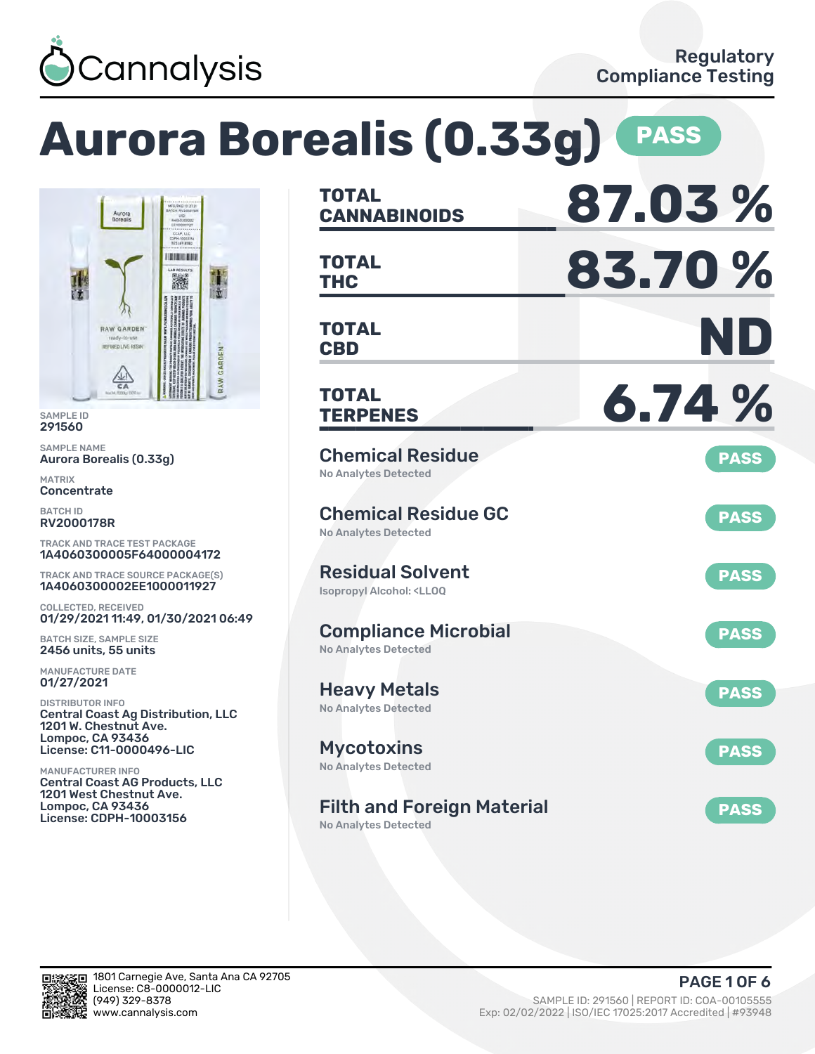Cannalysis

Regulatory Compliance Testing

# Aurora Borealis (0.33g) PASS

SAMPLE ID
291560

SAMPLE NAME
Aurora Borealis (0.33g)

MATRIX
Concentrate

BATCH ID
RV2000178R

TRACK AND TRACE TEST PACKAGE
1A4060300005F64000004172

TRACK AND TRACE SOURCE PACKAGE(S)
1A4060300002EE1000011927

COLLECTED, RECEIVED
01/29/2021 11:49, 01/30/2021 06:49

BATCH SIZE, SAMPLE SIZE
2456 units, 55 units

MANUFACTURE DATE
01/27/2021

DISTRIBUTOR INFO
Central Coast Ag Distribution, LLC
1201 W. Chestnut Ave.
Lompoc, CA 93436
License: C11-0000496-LIC

MANUFACTURER INFO
Central Coast AG Products, LLC
1201 West Chestnut Ave.
Lompoc, CA 93436
License: CDPH-10003156

| | |
|---|---|
| **TOTAL CANNABINOIDS** | **87.03 %** |
| **TOTAL THC** | **83.70 %** |
| **TOTAL CBD** | **ND** |
| **TOTAL TERPENES** | **6.74 %** |

| Test | Result |
|---|---|
| **Chemical Residue** — No Analytes Detected | PASS |
| **Chemical Residue GC** — No Analytes Detected | PASS |
| **Residual Solvent** — Isopropyl Alcohol: <LLOQ | PASS |
| **Compliance Microbial** — No Analytes Detected | PASS |
| **Heavy Metals** — No Analytes Detected | PASS |
| **Mycotoxins** — No Analytes Detected | PASS |
| **Filth and Foreign Material** — No Analytes Detected | PASS |

1801 Carnegie Ave, Santa Ana CA 92705
License: C8-0000012-LIC
(949) 329-8378
www.cannalysis.com

SAMPLE ID: 291560 | REPORT ID: COA-00105555
Exp: 02/02/2022 | ISO/IEC 17025:2017 Accredited | #93948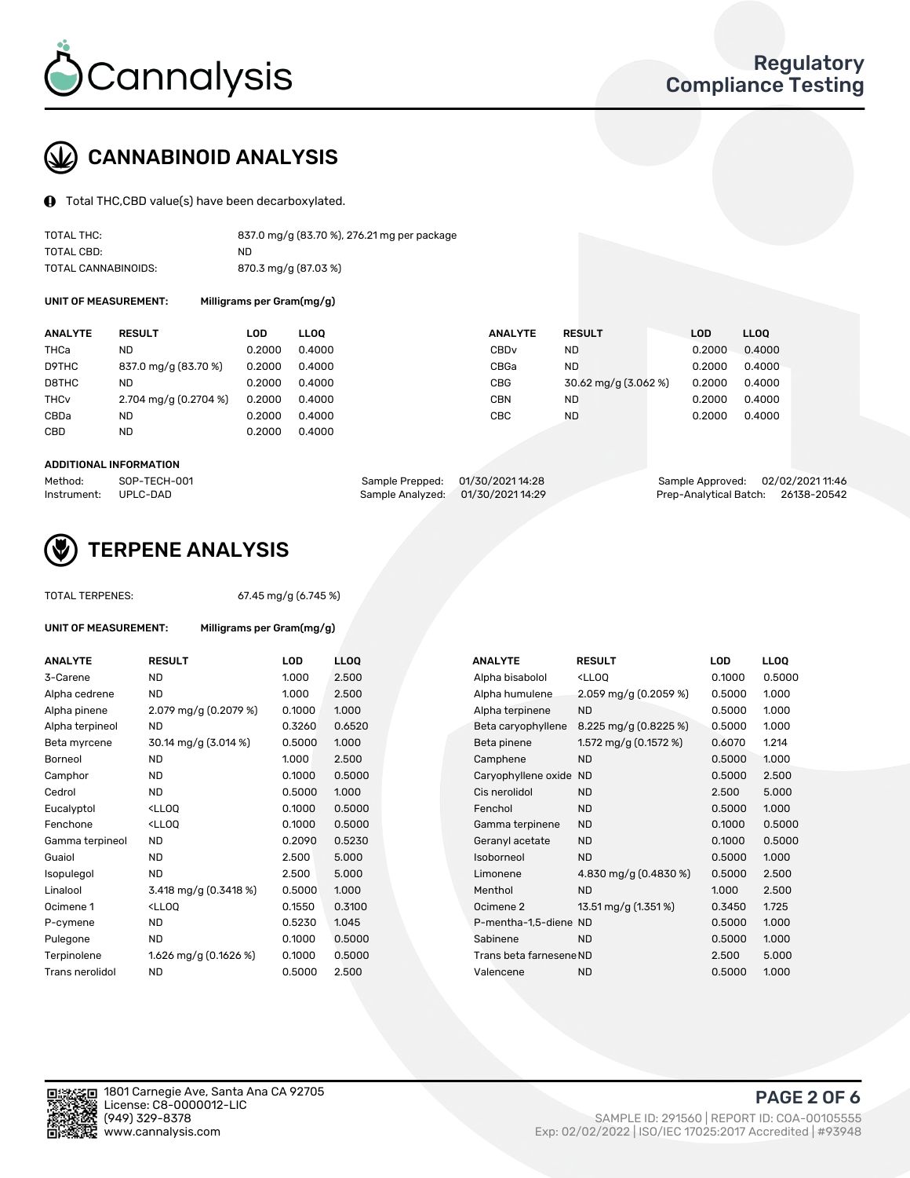# Cannalysis

## Regulatory Compliance Testing

## CANNABINOID ANALYSIS

Total THC,CBD value(s) have been decarboxylated.

| | |
|---|---|
| TOTAL THC: | 837.0 mg/g (83.70 %), 276.21 mg per package |
| TOTAL CBD: | ND |
| TOTAL CANNABINOIDS: | 870.3 mg/g (87.03 %) |

**UNIT OF MEASUREMENT:** Milligrams per Gram(mg/g)

| ANALYTE | RESULT | LOD | LLOQ | ANALYTE | RESULT | LOD | LLOQ |
|---|---|---|---|---|---|---|---|
| THCa | ND | 0.2000 | 0.4000 | CBDv | ND | 0.2000 | 0.4000 |
| D9THC | 837.0 mg/g (83.70 %) | 0.2000 | 0.4000 | CBGa | ND | 0.2000 | 0.4000 |
| D8THC | ND | 0.2000 | 0.4000 | CBG | 30.62 mg/g (3.062 %) | 0.2000 | 0.4000 |
| THCv | 2.704 mg/g (0.2704 %) | 0.2000 | 0.4000 | CBN | ND | 0.2000 | 0.4000 |
| CBDa | ND | 0.2000 | 0.4000 | CBC | ND | 0.2000 | 0.4000 |
| CBD | ND | 0.2000 | 0.4000 | | | | |

**ADDITIONAL INFORMATION**

| | | | | | |
|---|---|---|---|---|---|
| Method: | SOP-TECH-001 | Sample Prepped: | 01/30/2021 14:28 | Sample Approved: | 02/02/2021 11:46 |
| Instrument: | UPLC-DAD | Sample Analyzed: | 01/30/2021 14:29 | Prep-Analytical Batch: | 26138-20542 |

## TERPENE ANALYSIS

TOTAL TERPENES: 67.45 mg/g (6.745 %)

**UNIT OF MEASUREMENT:** Milligrams per Gram(mg/g)

| ANALYTE | RESULT | LOD | LLOQ | ANALYTE | RESULT | LOD | LLOQ |
|---|---|---|---|---|---|---|---|
| 3-Carene | ND | 1.000 | 2.500 | Alpha bisabolol | <LLOQ | 0.1000 | 0.5000 |
| Alpha cedrene | ND | 1.000 | 2.500 | Alpha humulene | 2.059 mg/g (0.2059 %) | 0.5000 | 1.000 |
| Alpha pinene | 2.079 mg/g (0.2079 %) | 0.1000 | 1.000 | Alpha terpinene | ND | 0.5000 | 1.000 |
| Alpha terpineol | ND | 0.3260 | 0.6520 | Beta caryophyllene | 8.225 mg/g (0.8225 %) | 0.5000 | 1.000 |
| Beta myrcene | 30.14 mg/g (3.014 %) | 0.5000 | 1.000 | Beta pinene | 1.572 mg/g (0.1572 %) | 0.6070 | 1.214 |
| Borneol | ND | 1.000 | 2.500 | Camphene | ND | 0.5000 | 1.000 |
| Camphor | ND | 0.1000 | 0.5000 | Caryophyllene oxide | ND | 0.5000 | 2.500 |
| Cedrol | ND | 0.5000 | 1.000 | Cis nerolidol | ND | 2.500 | 5.000 |
| Eucalyptol | <LLOQ | 0.1000 | 0.5000 | Fenchol | ND | 0.5000 | 1.000 |
| Fenchone | <LLOQ | 0.1000 | 0.5000 | Gamma terpinene | ND | 0.1000 | 0.5000 |
| Gamma terpineol | ND | 0.2090 | 0.5230 | Geranyl acetate | ND | 0.1000 | 0.5000 |
| Guaiol | ND | 2.500 | 5.000 | Isoborneol | ND | 0.5000 | 1.000 |
| Isopulegol | ND | 2.500 | 5.000 | Limonene | 4.830 mg/g (0.4830 %) | 0.5000 | 2.500 |
| Linalool | 3.418 mg/g (0.3418 %) | 0.5000 | 1.000 | Menthol | ND | 1.000 | 2.500 |
| Ocimene 1 | <LLOQ | 0.1550 | 0.3100 | Ocimene 2 | 13.51 mg/g (1.351 %) | 0.3450 | 1.725 |
| P-cymene | ND | 0.5230 | 1.045 | P-mentha-1,5-diene | ND | 0.5000 | 1.000 |
| Pulegone | ND | 0.1000 | 0.5000 | Sabinene | ND | 0.5000 | 1.000 |
| Terpinolene | 1.626 mg/g (0.1626 %) | 0.1000 | 0.5000 | Trans beta farnesene | ND | 2.500 | 5.000 |
| Trans nerolidol | ND | 0.5000 | 2.500 | Valencene | ND | 0.5000 | 1.000 |

1801 Carnegie Ave, Santa Ana CA 92705
License: C8-0000012-LIC
(949) 329-8378
www.cannalysis.com

SAMPLE ID: 291560 | REPORT ID: COA-00105555
Exp: 02/02/2022 | ISO/IEC 17025:2017 Accredited | #93948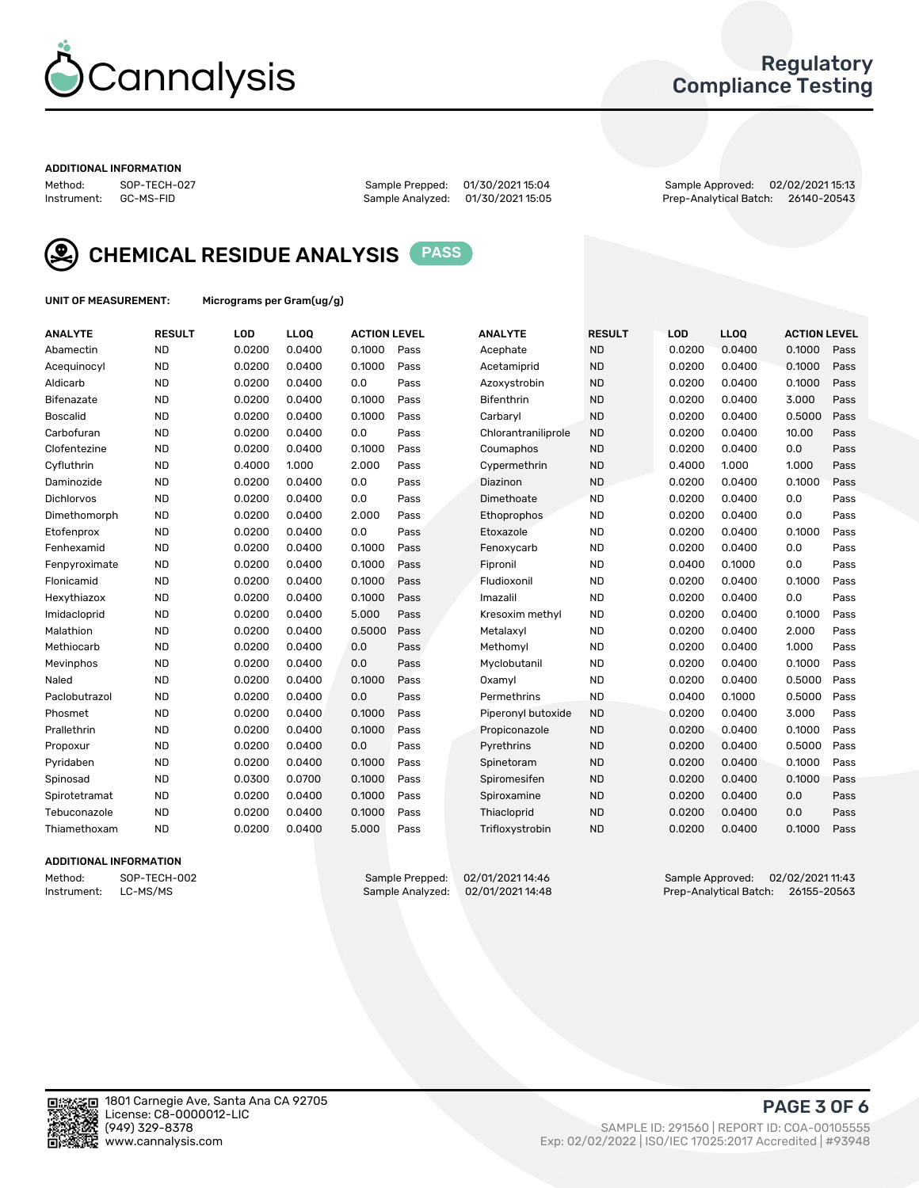# Cannalysis

## Regulatory Compliance Testing

**ADDITIONAL INFORMATION**

Method: SOP-TECH-027
Instrument: GC-MS-FID

Sample Prepped: 01/30/2021 15:04
Sample Analyzed: 01/30/2021 15:05

Sample Approved: 02/02/2021 15:13
Prep-Analytical Batch: 26140-20543

## CHEMICAL RESIDUE ANALYSIS PASS

**UNIT OF MEASUREMENT:** Micrograms per Gram(ug/g)

| ANALYTE | RESULT | LOD | LLOQ | ACTION LEVEL | | ANALYTE | RESULT | LOD | LLOQ | ACTION LEVEL | |
|---|---|---|---|---|---|---|---|---|---|---|---|
| Abamectin | ND | 0.0200 | 0.0400 | 0.1000 | Pass | Acephate | ND | 0.0200 | 0.0400 | 0.1000 | Pass |
| Acequinocyl | ND | 0.0200 | 0.0400 | 0.1000 | Pass | Acetamiprid | ND | 0.0200 | 0.0400 | 0.1000 | Pass |
| Aldicarb | ND | 0.0200 | 0.0400 | 0.0 | Pass | Azoxystrobin | ND | 0.0200 | 0.0400 | 0.1000 | Pass |
| Bifenazate | ND | 0.0200 | 0.0400 | 0.1000 | Pass | Bifenthrin | ND | 0.0200 | 0.0400 | 3.000 | Pass |
| Boscalid | ND | 0.0200 | 0.0400 | 0.1000 | Pass | Carbaryl | ND | 0.0200 | 0.0400 | 0.5000 | Pass |
| Carbofuran | ND | 0.0200 | 0.0400 | 0.0 | Pass | Chlorantraniliprole | ND | 0.0200 | 0.0400 | 10.00 | Pass |
| Clofentezine | ND | 0.0200 | 0.0400 | 0.1000 | Pass | Coumaphos | ND | 0.0200 | 0.0400 | 0.0 | Pass |
| Cyfluthrin | ND | 0.4000 | 1.000 | 2.000 | Pass | Cypermethrin | ND | 0.4000 | 1.000 | 1.000 | Pass |
| Daminozide | ND | 0.0200 | 0.0400 | 0.0 | Pass | Diazinon | ND | 0.0200 | 0.0400 | 0.1000 | Pass |
| Dichlorvos | ND | 0.0200 | 0.0400 | 0.0 | Pass | Dimethoate | ND | 0.0200 | 0.0400 | 0.0 | Pass |
| Dimethomorph | ND | 0.0200 | 0.0400 | 2.000 | Pass | Ethoprophos | ND | 0.0200 | 0.0400 | 0.0 | Pass |
| Etofenprox | ND | 0.0200 | 0.0400 | 0.0 | Pass | Etoxazole | ND | 0.0200 | 0.0400 | 0.1000 | Pass |
| Fenhexamid | ND | 0.0200 | 0.0400 | 0.1000 | Pass | Fenoxycarb | ND | 0.0200 | 0.0400 | 0.0 | Pass |
| Fenpyroximate | ND | 0.0200 | 0.0400 | 0.1000 | Pass | Fipronil | ND | 0.0400 | 0.1000 | 0.0 | Pass |
| Flonicamid | ND | 0.0200 | 0.0400 | 0.1000 | Pass | Fludioxonil | ND | 0.0200 | 0.0400 | 0.1000 | Pass |
| Hexythiazox | ND | 0.0200 | 0.0400 | 0.1000 | Pass | Imazalil | ND | 0.0200 | 0.0400 | 0.0 | Pass |
| Imidacloprid | ND | 0.0200 | 0.0400 | 5.000 | Pass | Kresoxim methyl | ND | 0.0200 | 0.0400 | 0.1000 | Pass |
| Malathion | ND | 0.0200 | 0.0400 | 0.5000 | Pass | Metalaxyl | ND | 0.0200 | 0.0400 | 2.000 | Pass |
| Methiocarb | ND | 0.0200 | 0.0400 | 0.0 | Pass | Methomyl | ND | 0.0200 | 0.0400 | 1.000 | Pass |
| Mevinphos | ND | 0.0200 | 0.0400 | 0.0 | Pass | Myclobutanil | ND | 0.0200 | 0.0400 | 0.1000 | Pass |
| Naled | ND | 0.0200 | 0.0400 | 0.1000 | Pass | Oxamyl | ND | 0.0200 | 0.0400 | 0.5000 | Pass |
| Paclobutrazol | ND | 0.0200 | 0.0400 | 0.0 | Pass | Permethrins | ND | 0.0400 | 0.1000 | 0.5000 | Pass |
| Phosmet | ND | 0.0200 | 0.0400 | 0.1000 | Pass | Piperonyl butoxide | ND | 0.0200 | 0.0400 | 3.000 | Pass |
| Prallethrin | ND | 0.0200 | 0.0400 | 0.1000 | Pass | Propiconazole | ND | 0.0200 | 0.0400 | 0.1000 | Pass |
| Propoxur | ND | 0.0200 | 0.0400 | 0.0 | Pass | Pyrethrins | ND | 0.0200 | 0.0400 | 0.5000 | Pass |
| Pyridaben | ND | 0.0200 | 0.0400 | 0.1000 | Pass | Spinetoram | ND | 0.0200 | 0.0400 | 0.1000 | Pass |
| Spinosad | ND | 0.0300 | 0.0700 | 0.1000 | Pass | Spiromesifen | ND | 0.0200 | 0.0400 | 0.1000 | Pass |
| Spirotetramat | ND | 0.0200 | 0.0400 | 0.1000 | Pass | Spiroxamine | ND | 0.0200 | 0.0400 | 0.0 | Pass |
| Tebuconazole | ND | 0.0200 | 0.0400 | 0.1000 | Pass | Thiacloprid | ND | 0.0200 | 0.0400 | 0.0 | Pass |
| Thiamethoxam | ND | 0.0200 | 0.0400 | 5.000 | Pass | Trifloxystrobin | ND | 0.0200 | 0.0400 | 0.1000 | Pass |

**ADDITIONAL INFORMATION**

Method: SOP-TECH-002
Instrument: LC-MS/MS

Sample Prepped: 02/01/2021 14:46
Sample Analyzed: 02/01/2021 14:48

Sample Approved: 02/02/2021 11:43
Prep-Analytical Batch: 26155-20563

1801 Carnegie Ave, Santa Ana CA 92705
License: C8-0000012-LIC
(949) 329-8378
www.cannalysis.com

SAMPLE ID: 291560 | REPORT ID: COA-00105555
Exp: 02/02/2022 | ISO/IEC 17025:2017 Accredited | #93948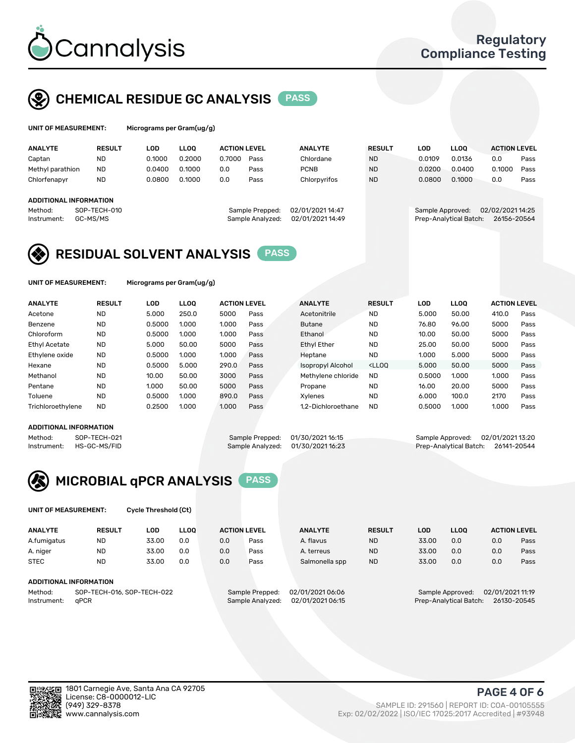# CHEMICAL RESIDUE GC ANALYSIS PASS

**UNIT OF MEASUREMENT:** Micrograms per Gram(ug/g)

| ANALYTE | RESULT | LOD | LLOQ | ACTION LEVEL | | ANALYTE | RESULT | LOD | LLOQ | ACTION LEVEL | |
|---|---|---|---|---|---|---|---|---|---|---|---|
| Captan | ND | 0.1000 | 0.2000 | 0.7000 | Pass | Chlordane | ND | 0.0109 | 0.0136 | 0.0 | Pass |
| Methyl parathion | ND | 0.0400 | 0.1000 | 0.0 | Pass | PCNB | ND | 0.0200 | 0.0400 | 0.1000 | Pass |
| Chlorfenapyr | ND | 0.0800 | 0.1000 | 0.0 | Pass | Chlorpyrifos | ND | 0.0800 | 0.1000 | 0.0 | Pass |

**ADDITIONAL INFORMATION**

Method: SOP-TECH-010
Instrument: GC-MS/MS
Sample Prepped: 02/01/2021 14:47
Sample Analyzed: 02/01/2021 14:49
Sample Approved: 02/02/2021 14:25
Prep-Analytical Batch: 26156-20564

# RESIDUAL SOLVENT ANALYSIS PASS

**UNIT OF MEASUREMENT:** Micrograms per Gram(ug/g)

| ANALYTE | RESULT | LOD | LLOQ | ACTION LEVEL | | ANALYTE | RESULT | LOD | LLOQ | ACTION LEVEL | |
|---|---|---|---|---|---|---|---|---|---|---|---|
| Acetone | ND | 5.000 | 250.0 | 5000 | Pass | Acetonitrile | ND | 5.000 | 50.00 | 410.0 | Pass |
| Benzene | ND | 0.5000 | 1.000 | 1.000 | Pass | Butane | ND | 76.80 | 96.00 | 5000 | Pass |
| Chloroform | ND | 0.5000 | 1.000 | 1.000 | Pass | Ethanol | ND | 10.00 | 50.00 | 5000 | Pass |
| Ethyl Acetate | ND | 5.000 | 50.00 | 5000 | Pass | Ethyl Ether | ND | 25.00 | 50.00 | 5000 | Pass |
| Ethylene oxide | ND | 0.5000 | 1.000 | 1.000 | Pass | Heptane | ND | 1.000 | 5.000 | 5000 | Pass |
| Hexane | ND | 0.5000 | 5.000 | 290.0 | Pass | Isopropyl Alcohol | <LLOQ | 5.000 | 50.00 | 5000 | Pass |
| Methanol | ND | 10.00 | 50.00 | 3000 | Pass | Methylene chloride | ND | 0.5000 | 1.000 | 1.000 | Pass |
| Pentane | ND | 1.000 | 50.00 | 5000 | Pass | Propane | ND | 16.00 | 20.00 | 5000 | Pass |
| Toluene | ND | 0.5000 | 1.000 | 890.0 | Pass | Xylenes | ND | 6.000 | 100.0 | 2170 | Pass |
| Trichloroethylene | ND | 0.2500 | 1.000 | 1.000 | Pass | 1,2-Dichloroethane | ND | 0.5000 | 1.000 | 1.000 | Pass |

**ADDITIONAL INFORMATION**

Method: SOP-TECH-021
Instrument: HS-GC-MS/FID
Sample Prepped: 01/30/2021 16:15
Sample Analyzed: 01/30/2021 16:23
Sample Approved: 02/01/2021 13:20
Prep-Analytical Batch: 26141-20544

# MICROBIAL qPCR ANALYSIS PASS

**UNIT OF MEASUREMENT:** Cycle Threshold (Ct)

| ANALYTE | RESULT | LOD | LLOQ | ACTION LEVEL | | ANALYTE | RESULT | LOD | LLOQ | ACTION LEVEL | |
|---|---|---|---|---|---|---|---|---|---|---|---|
| A.fumigatus | ND | 33.00 | 0.0 | 0.0 | Pass | A. flavus | ND | 33.00 | 0.0 | 0.0 | Pass |
| A. niger | ND | 33.00 | 0.0 | 0.0 | Pass | A. terreus | ND | 33.00 | 0.0 | 0.0 | Pass |
| STEC | ND | 33.00 | 0.0 | 0.0 | Pass | Salmonella spp | ND | 33.00 | 0.0 | 0.0 | Pass |

**ADDITIONAL INFORMATION**

Method: SOP-TECH-016, SOP-TECH-022
Instrument: qPCR
Sample Prepped: 02/01/2021 06:06
Sample Analyzed: 02/01/2021 06:15
Sample Approved: 02/01/2021 11:19
Prep-Analytical Batch: 26130-20545

1801 Carnegie Ave, Santa Ana CA 92705
License: C8-0000012-LIC
(949) 329-8378
www.cannalysis.com

SAMPLE ID: 291560 | REPORT ID: COA-00105555
Exp: 02/02/2022 | ISO/IEC 17025:2017 Accredited | #93948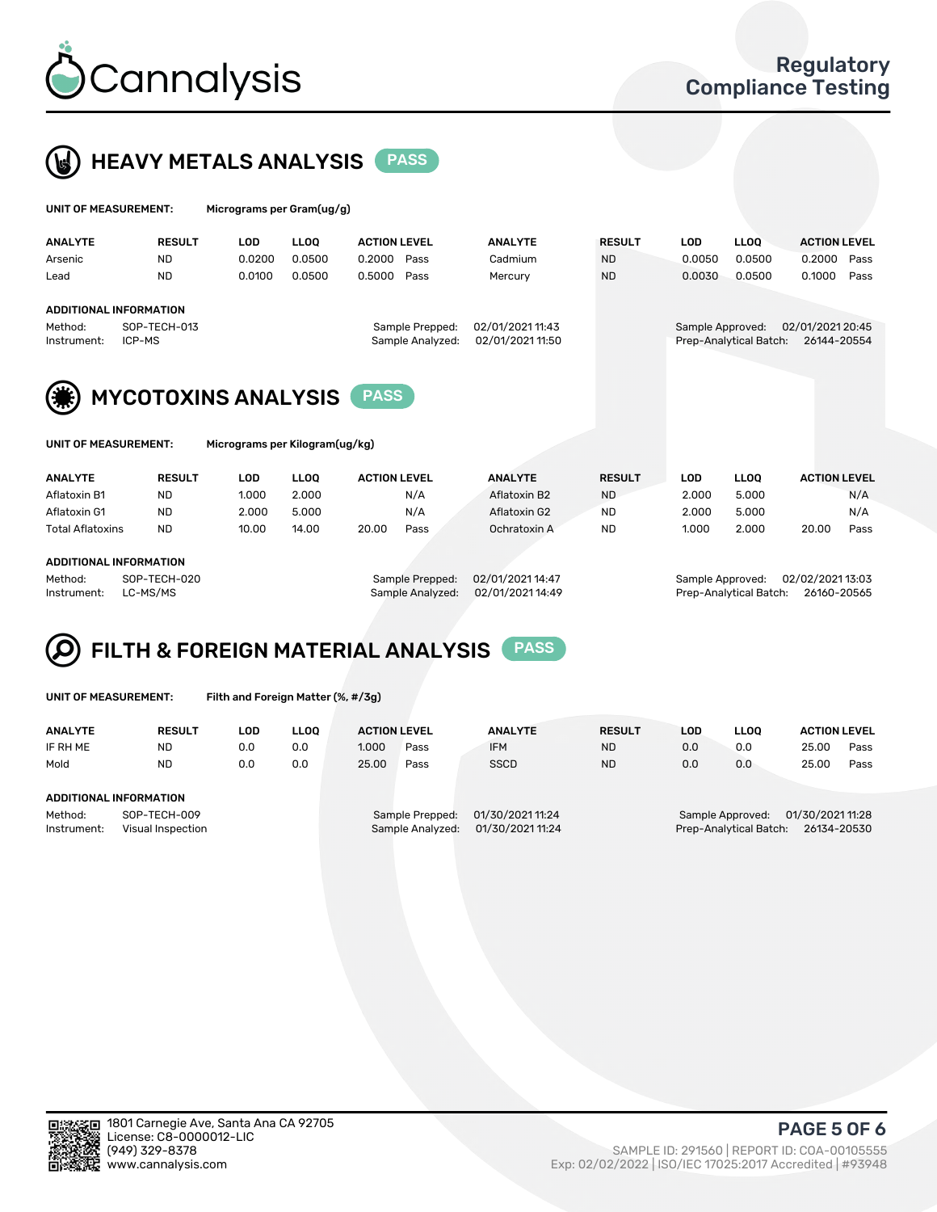# Cannalysis

Regulatory Compliance Testing

## HEAVY METALS ANALYSIS PASS

**UNIT OF MEASUREMENT:** Micrograms per Gram(ug/g)

| ANALYTE | RESULT | LOD | LLOQ | ACTION LEVEL | | ANALYTE | RESULT | LOD | LLOQ | ACTION LEVEL | |
|---|---|---|---|---|---|---|---|---|---|---|---|
| Arsenic | ND | 0.0200 | 0.0500 | 0.2000 | Pass | Cadmium | ND | 0.0050 | 0.0500 | 0.2000 | Pass |
| Lead | ND | 0.0100 | 0.0500 | 0.5000 | Pass | Mercury | ND | 0.0030 | 0.0500 | 0.1000 | Pass |

**ADDITIONAL INFORMATION**

Method: SOP-TECH-013
Instrument: ICP-MS
Sample Prepped: 02/01/2021 11:43
Sample Analyzed: 02/01/2021 11:50
Sample Approved: 02/01/2021 20:45
Prep-Analytical Batch: 26144-20554

## MYCOTOXINS ANALYSIS PASS

**UNIT OF MEASUREMENT:** Micrograms per Kilogram(ug/kg)

| ANALYTE | RESULT | LOD | LLOQ | ACTION LEVEL | | ANALYTE | RESULT | LOD | LLOQ | ACTION LEVEL | |
|---|---|---|---|---|---|---|---|---|---|---|---|
| Aflatoxin B1 | ND | 1.000 | 2.000 | | N/A | Aflatoxin B2 | ND | 2.000 | 5.000 | | N/A |
| Aflatoxin G1 | ND | 2.000 | 5.000 | | N/A | Aflatoxin G2 | ND | 2.000 | 5.000 | | N/A |
| Total Aflatoxins | ND | 10.00 | 14.00 | 20.00 | Pass | Ochratoxin A | ND | 1.000 | 2.000 | 20.00 | Pass |

**ADDITIONAL INFORMATION**

Method: SOP-TECH-020
Instrument: LC-MS/MS
Sample Prepped: 02/01/2021 14:47
Sample Analyzed: 02/01/2021 14:49
Sample Approved: 02/02/2021 13:03
Prep-Analytical Batch: 26160-20565

## FILTH & FOREIGN MATERIAL ANALYSIS PASS

**UNIT OF MEASUREMENT:** Filth and Foreign Matter (%, #/3g)

| ANALYTE | RESULT | LOD | LLOQ | ACTION LEVEL | | ANALYTE | RESULT | LOD | LLOQ | ACTION LEVEL | |
|---|---|---|---|---|---|---|---|---|---|---|---|
| IF RH ME | ND | 0.0 | 0.0 | 1.000 | Pass | IFM | ND | 0.0 | 0.0 | 25.00 | Pass |
| Mold | ND | 0.0 | 0.0 | 25.00 | Pass | SSCD | ND | 0.0 | 0.0 | 25.00 | Pass |

**ADDITIONAL INFORMATION**

Method: SOP-TECH-009
Instrument: Visual Inspection
Sample Prepped: 01/30/2021 11:24
Sample Analyzed: 01/30/2021 11:24
Sample Approved: 01/30/2021 11:28
Prep-Analytical Batch: 26134-20530

1801 Carnegie Ave, Santa Ana CA 92705
License: C8-0000012-LIC
(949) 329-8378
www.cannalysis.com

SAMPLE ID: 291560 | REPORT ID: COA-00105555
Exp: 02/02/2022 | ISO/IEC 17025:2017 Accredited | #93948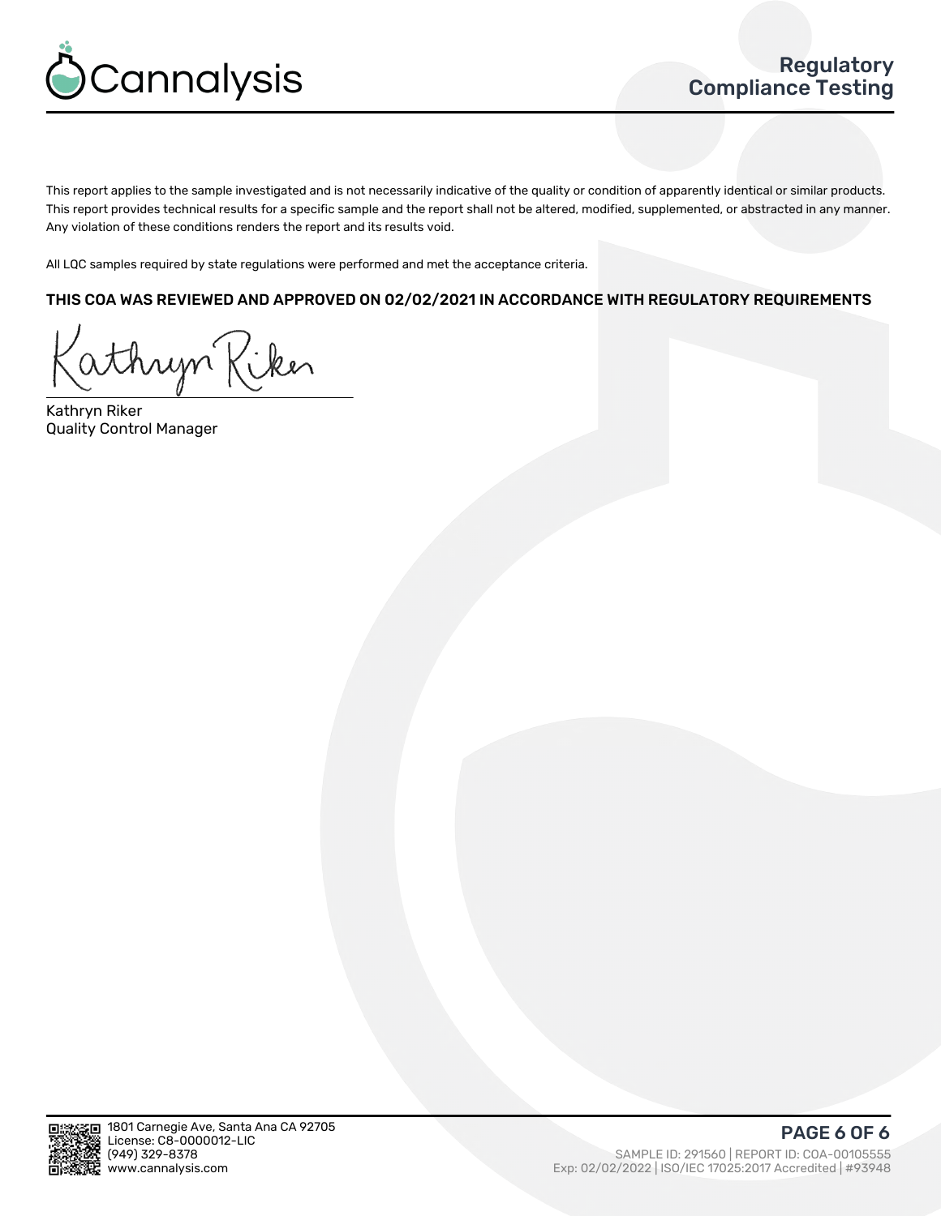This report applies to the sample investigated and is not necessarily indicative of the quality or condition of apparently identical or similar products. This report provides technical results for a specific sample and the report shall not be altered, modified, supplemented, or abstracted in any manner. Any violation of these conditions renders the report and its results void.

All LQC samples required by state regulations were performed and met the acceptance criteria.

**THIS COA WAS REVIEWED AND APPROVED ON 02/02/2021 IN ACCORDANCE WITH REGULATORY REQUIREMENTS**

Kathryn Riker
Quality Control Manager